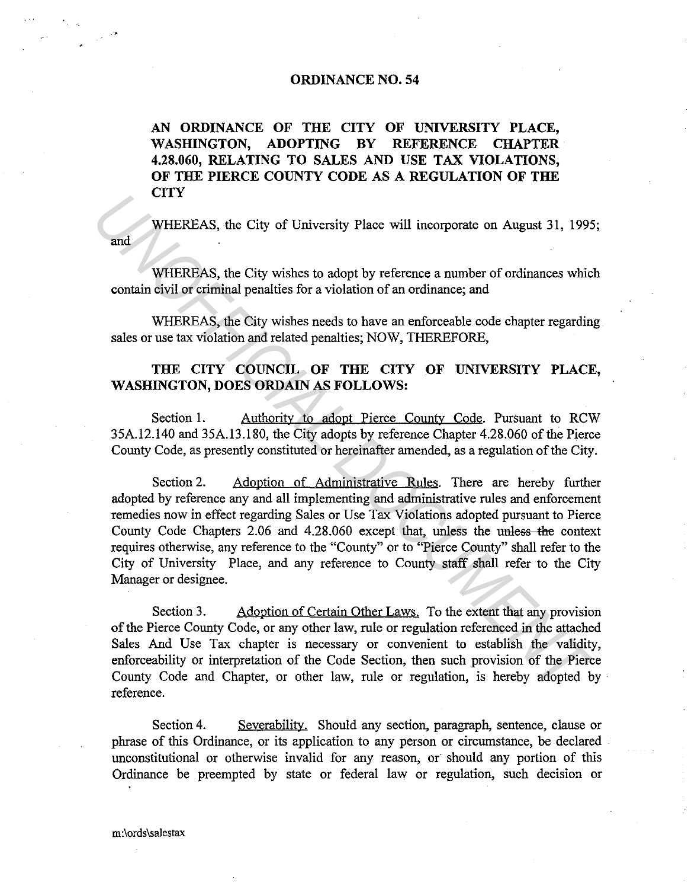# ORDINANCE NO. 54

## AN ORDINANCE OF THE CITY OF UNIVERSITY PLACE, WASHINGTON, ADOPTING BY REFERENCE CHAPTER 4.28.060, RELATING TO SALES AND USE TAX VIOLATIONS, OF THE PIERCE COUNTY CODE AS A REGULATION OF THE CITY

WHEREAS, the City of University Place will incorporate on August 31, 1995; and

WHEREAS, the City wishes to adopt by reference a number of ordinances which contain civil or criminal penalties for a violation of an ordinance; and

WHEREAS, the City wishes needs to have an enforceable code chapter regarding sales or use tax violation and related penalties; NOW, THEREFORE,

**THE CITY COUNCIL OF THE CITY OF UNIVERSITY PLACE, WASHINGTON, DOES ORDAIN AS FOLLOWS:**

Section 1. Authority to adopt Pierce County Code. Pursuant to RCW 35A.12.140 and 35A.13.180, the City adopts by reference Chapter 4.28.060 of the Pierce County Code, as presently constituted or hereinafter amended, as a regulation of the City.

Section 2. Adoption of Administrative Rules. There are hereby further adopted by reference any and all implementing and administrative rules and enforcement remedies now in effect regarding Sales or Use Tax Violations adopted pursuant to Pierce County Code Chapters 2.06 and 4.28.060 except that, unless the ~~unless the~~ context requires otherwise, any reference to the "County" or to "Pierce County" shall refer to the City of University Place, and any reference to County staff shall refer to the City Manager or designee.

Section 3. Adoption of Certain Other Laws. To the extent that any provision of the Pierce County Code, or any other law, rule or regulation referenced in the attached Sales And Use Tax chapter is necessary or convenient to establish the validity, enforceability or interpretation of the Code Section, then such provision of the Pierce County Code and Chapter, or other law, rule or regulation, is hereby adopted by reference.

Section 4. Severability. Should any section, paragraph, sentence, clause or phrase of this Ordinance, or its application to any person or circumstance, be declared unconstitutional or otherwise invalid for any reason, or should any portion of this Ordinance be preempted by state or federal law or regulation, such decision or

m:\ords\salestax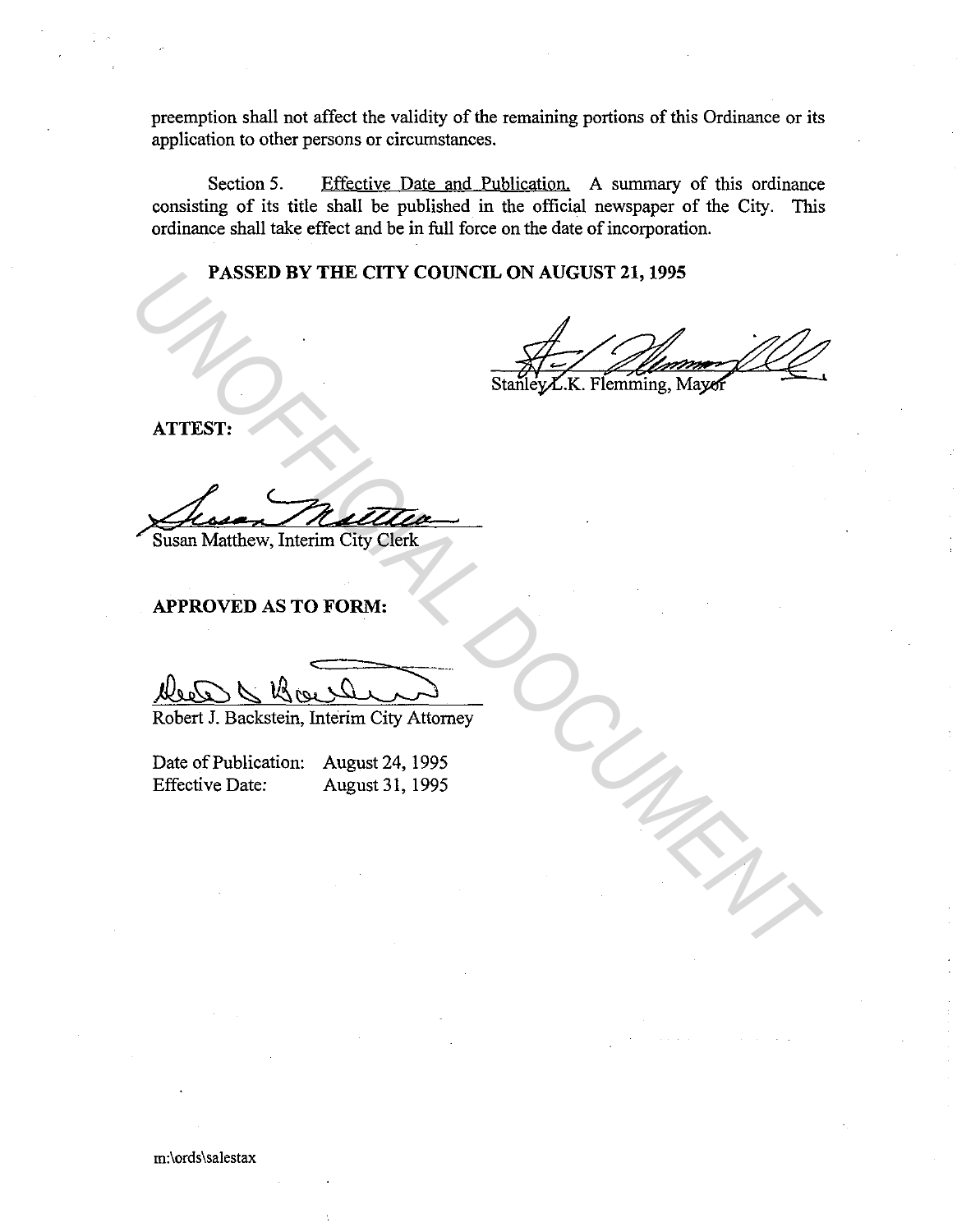preemption shall not affect the validity of the remaining portions of this Ordinance or its application to other persons or circumstances.

Section 5. Effective Date and Publication. A summary of this ordinance consisting of its title shall be published in the official newspaper of the City. This ordinance shall take effect and be in full force on the date of incorporation.

**PASSED BY THE CITY COUNCIL ON AUGUST 21, 1995**

Stanley L.K. Flemming, Mayor

**ATTEST:**

Susan Matthew, Interim City Clerk

**APPROVED AS TO FORM:**

Robert J. Backstein, Interim City Attorney

Date of Publication: August 24, 1995
Effective Date: August 31, 1995

m:\ords\salestax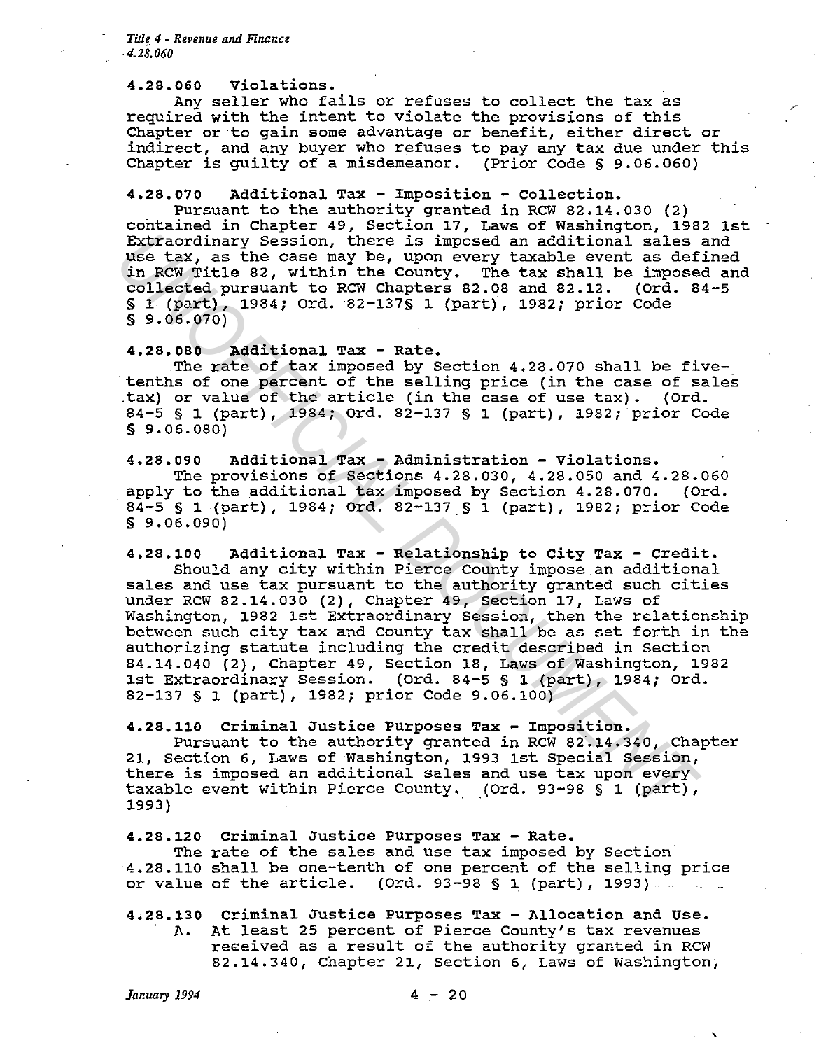**4.28.060 Violations.**

Any seller who fails or refuses to collect the tax as required with the intent to violate the provisions of this Chapter or to gain some advantage or benefit, either direct or indirect, and any buyer who refuses to pay any tax due under this Chapter is guilty of a misdemeanor. (Prior Code § 9.06.060)

**4.28.070 Additional Tax - Imposition - Collection.**

Pursuant to the authority granted in RCW 82.14.030 (2) contained in Chapter 49, Section 17, Laws of Washington, 1982 1st Extraordinary Session, there is imposed an additional sales and use tax, as the case may be, upon every taxable event as defined in RCW Title 82, within the County. The tax shall be imposed and collected pursuant to RCW Chapters 82.08 and 82.12. (Ord. 84-5 § 1 (part), 1984; Ord. 82-137§ 1 (part), 1982; prior Code § 9.06.070)

**4.28.080 Additional Tax - Rate.**

The rate of tax imposed by Section 4.28.070 shall be five-tenths of one percent of the selling price (in the case of sales tax) or value of the article (in the case of use tax). (Ord. 84-5 § 1 (part), 1984; Ord. 82-137 § 1 (part), 1982; prior Code § 9.06.080)

**4.28.090 Additional Tax - Administration - Violations.**

The provisions of Sections 4.28.030, 4.28.050 and 4.28.060 apply to the additional tax imposed by Section 4.28.070. (Ord. 84-5 § 1 (part), 1984; Ord. 82-137 § 1 (part), 1982; prior Code § 9.06.090)

**4.28.100 Additional Tax - Relationship to City Tax - Credit.**

Should any city within Pierce County impose an additional sales and use tax pursuant to the authority granted such cities under RCW 82.14.030 (2), Chapter 49, Section 17, Laws of Washington, 1982 1st Extraordinary Session, then the relationship between such city tax and County tax shall be as set forth in the authorizing statute including the credit described in Section 84.14.040 (2), Chapter 49, Section 18, Laws of Washington, 1982 1st Extraordinary Session. (Ord. 84-5 § 1 (part), 1984; Ord. 82-137 § 1 (part), 1982; prior Code 9.06.100)

**4.28.110 Criminal Justice Purposes Tax - Imposition.**

Pursuant to the authority granted in RCW 82.14.340, Chapter 21, Section 6, Laws of Washington, 1993 1st Special Session, there is imposed an additional sales and use tax upon every taxable event within Pierce County. (Ord. 93-98 § 1 (part), 1993)

**4.28.120 Criminal Justice Purposes Tax - Rate.**

The rate of the sales and use tax imposed by Section 4.28.110 shall be one-tenth of one percent of the selling price or value of the article. (Ord. 93-98 § 1 (part), 1993)

**4.28.130 Criminal Justice Purposes Tax - Allocation and Use.**

A. At least 25 percent of Pierce County's tax revenues received as a result of the authority granted in RCW 82.14.340, Chapter 21, Section 6, Laws of Washington,